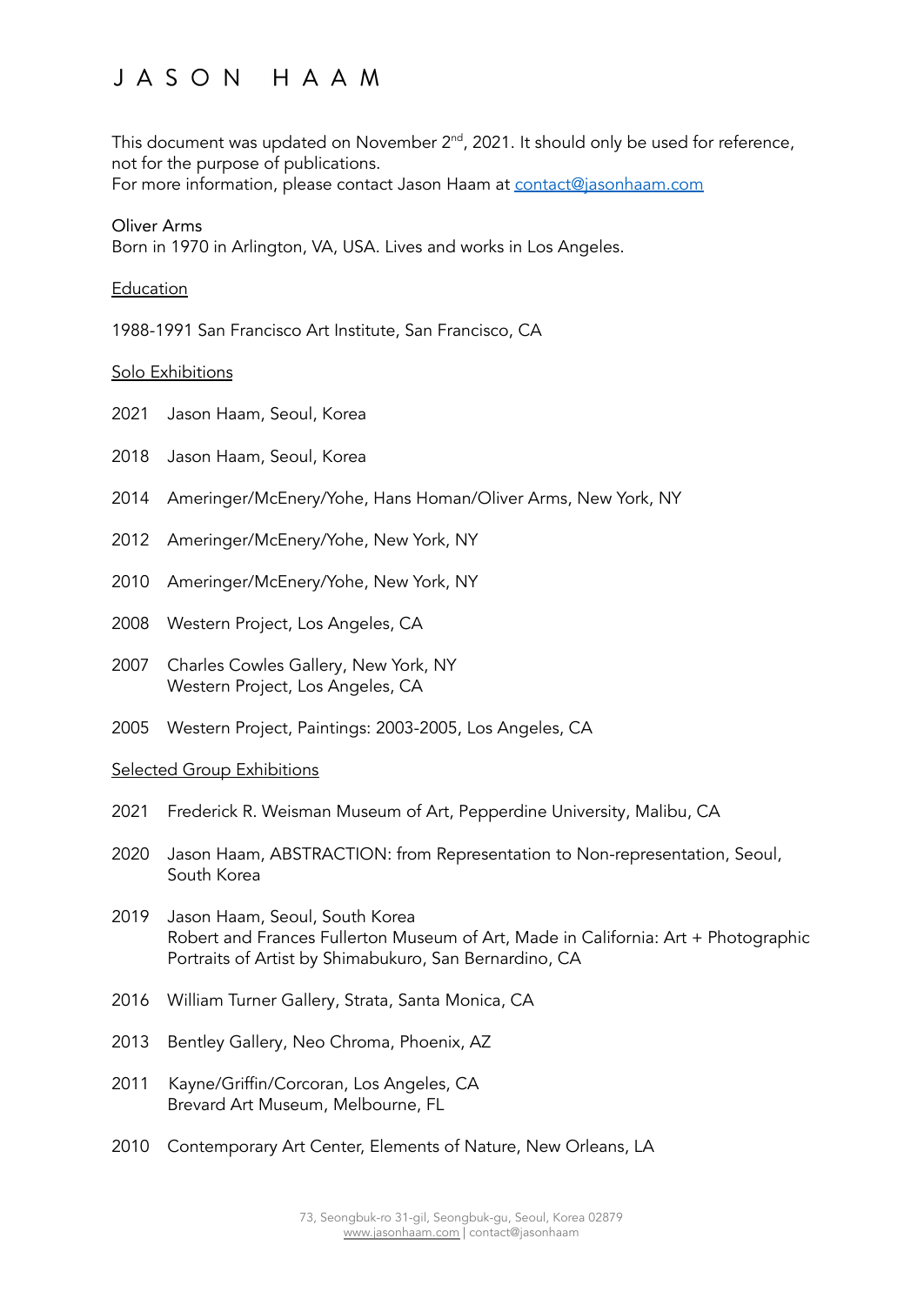# J A S O N   H A A M

This document was updated on November 2nd, 2021. It should only be used for reference, not for the purpose of publications.
For more information, please contact Jason Haam at contact@jasonhaam.com

Oliver Arms
Born in 1970 in Arlington, VA, USA. Lives and works in Los Angeles.

## Education

1988-1991 San Francisco Art Institute, San Francisco, CA

## Solo Exhibitions

2021 Jason Haam, Seoul, Korea

2018 Jason Haam, Seoul, Korea

2014 Ameringer/McEnery/Yohe, Hans Homan/Oliver Arms, New York, NY

2012 Ameringer/McEnery/Yohe, New York, NY

2010 Ameringer/McEnery/Yohe, New York, NY

2008 Western Project, Los Angeles, CA

2007 Charles Cowles Gallery, New York, NY
Western Project, Los Angeles, CA

2005 Western Project, Paintings: 2003-2005, Los Angeles, CA

## Selected Group Exhibitions

2021 Frederick R. Weisman Museum of Art, Pepperdine University, Malibu, CA

2020 Jason Haam, ABSTRACTION: from Representation to Non-representation, Seoul, South Korea

2019 Jason Haam, Seoul, South Korea
Robert and Frances Fullerton Museum of Art, Made in California: Art + Photographic Portraits of Artist by Shimabukuro, San Bernardino, CA

2016 William Turner Gallery, Strata, Santa Monica, CA

2013 Bentley Gallery, Neo Chroma, Phoenix, AZ

2011 Kayne/Griffin/Corcoran, Los Angeles, CA
Brevard Art Museum, Melbourne, FL

2010 Contemporary Art Center, Elements of Nature, New Orleans, LA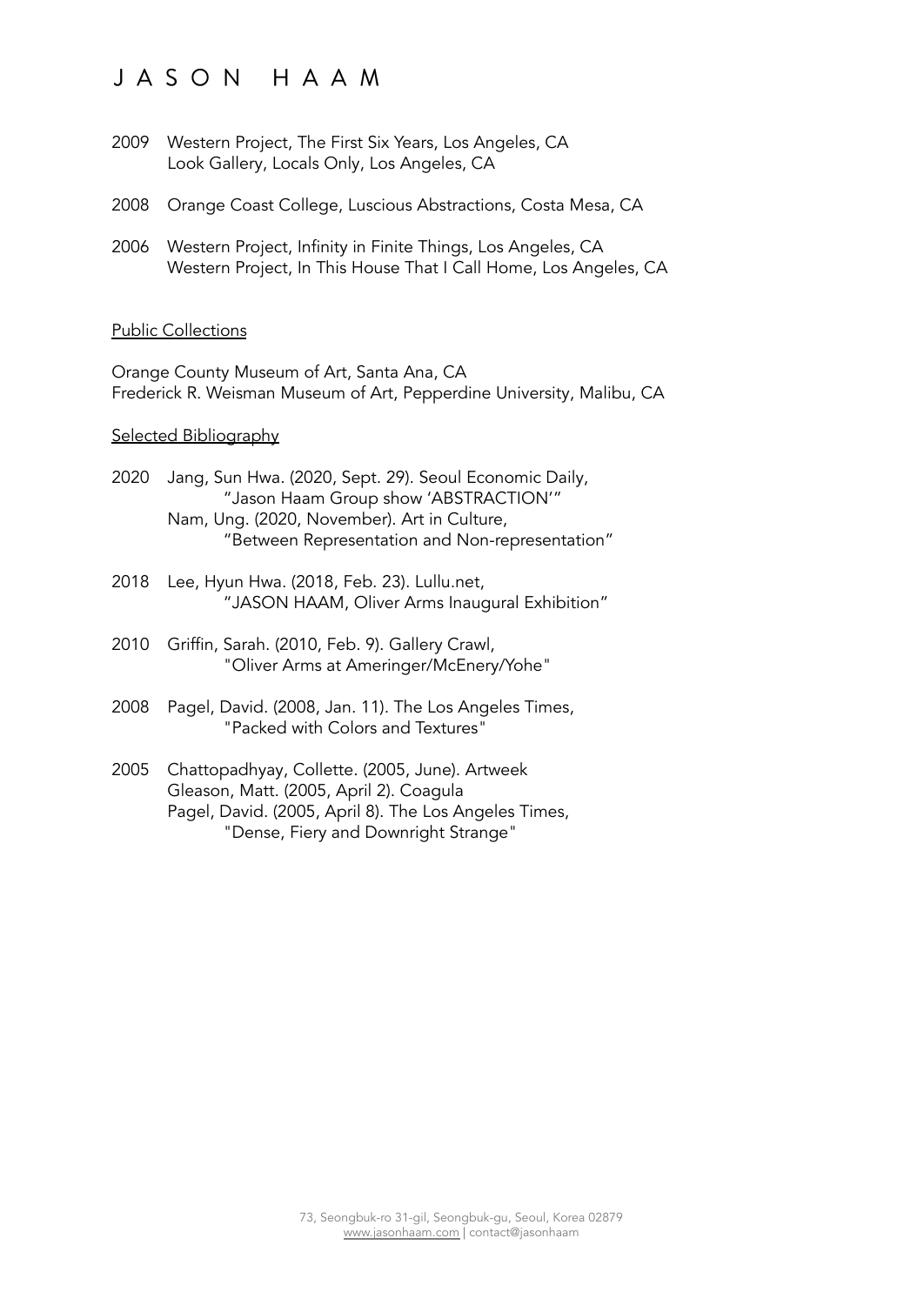2009 Western Project, The First Six Years, Los Angeles, CA
Look Gallery, Locals Only, Los Angeles, CA

2008 Orange Coast College, Luscious Abstractions, Costa Mesa, CA

2006 Western Project, Infinity in Finite Things, Los Angeles, CA
Western Project, In This House That I Call Home, Los Angeles, CA

## Public Collections

Orange County Museum of Art, Santa Ana, CA
Frederick R. Weisman Museum of Art, Pepperdine University, Malibu, CA

## Selected Bibliography

2020 Jang, Sun Hwa. (2020, Sept. 29). Seoul Economic Daily,
"Jason Haam Group show 'ABSTRACTION'"
Nam, Ung. (2020, November). Art in Culture,
"Between Representation and Non-representation"

2018 Lee, Hyun Hwa. (2018, Feb. 23). Lullu.net,
"JASON HAAM, Oliver Arms Inaugural Exhibition"

2010 Griffin, Sarah. (2010, Feb. 9). Gallery Crawl,
"Oliver Arms at Ameringer/McEnery/Yohe"

2008 Pagel, David. (2008, Jan. 11). The Los Angeles Times,
"Packed with Colors and Textures"

2005 Chattopadhyay, Collette. (2005, June). Artweek
Gleason, Matt. (2005, April 2). Coagula
Pagel, David. (2005, April 8). The Los Angeles Times,
"Dense, Fiery and Downright Strange"